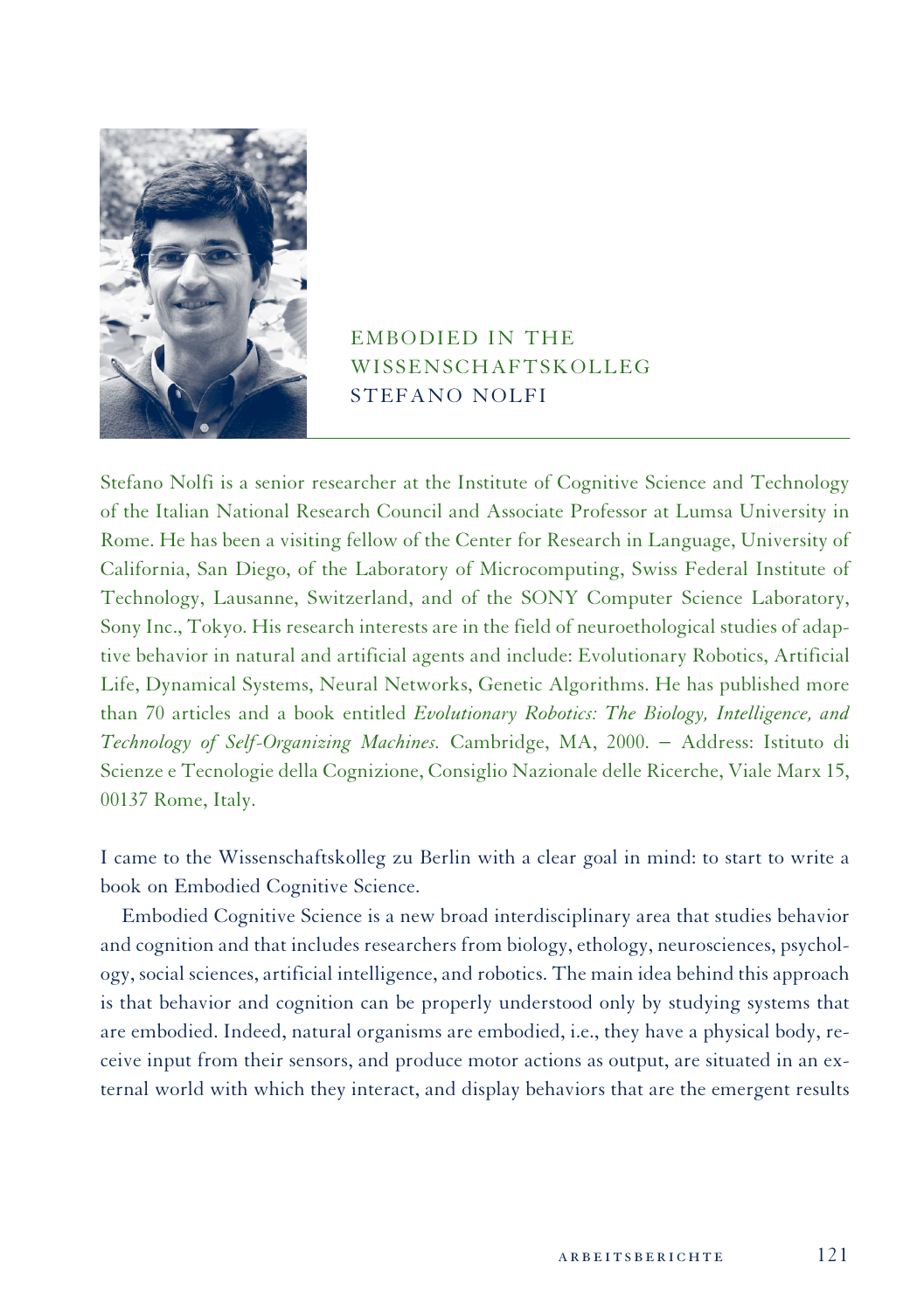# EMBODIED IN THE WISSENSCHAFTSKOLLEG
## STEFANO NOLFI

Stefano Nolfi is a senior researcher at the Institute of Cognitive Science and Technology of the Italian National Research Council and Associate Professor at Lumsa University in Rome. He has been a visiting fellow of the Center for Research in Language, University of California, San Diego, of the Laboratory of Microcomputing, Swiss Federal Institute of Technology, Lausanne, Switzerland, and of the SONY Computer Science Laboratory, Sony Inc., Tokyo. His research interests are in the field of neuroethological studies of adaptive behavior in natural and artificial agents and include: Evolutionary Robotics, Artificial Life, Dynamical Systems, Neural Networks, Genetic Algorithms. He has published more than 70 articles and a book entitled *Evolutionary Robotics: The Biology, Intelligence, and Technology of Self-Organizing Machines.* Cambridge, MA, 2000. – Address: Istituto di Scienze e Tecnologie della Cognizione, Consiglio Nazionale delle Ricerche, Viale Marx 15, 00137 Rome, Italy.

I came to the Wissenschaftskolleg zu Berlin with a clear goal in mind: to start to write a book on Embodied Cognitive Science.

Embodied Cognitive Science is a new broad interdisciplinary area that studies behavior and cognition and that includes researchers from biology, ethology, neurosciences, psychology, social sciences, artificial intelligence, and robotics. The main idea behind this approach is that behavior and cognition can be properly understood only by studying systems that are embodied. Indeed, natural organisms are embodied, i.e., they have a physical body, receive input from their sensors, and produce motor actions as output, are situated in an external world with which they interact, and display behaviors that are the emergent results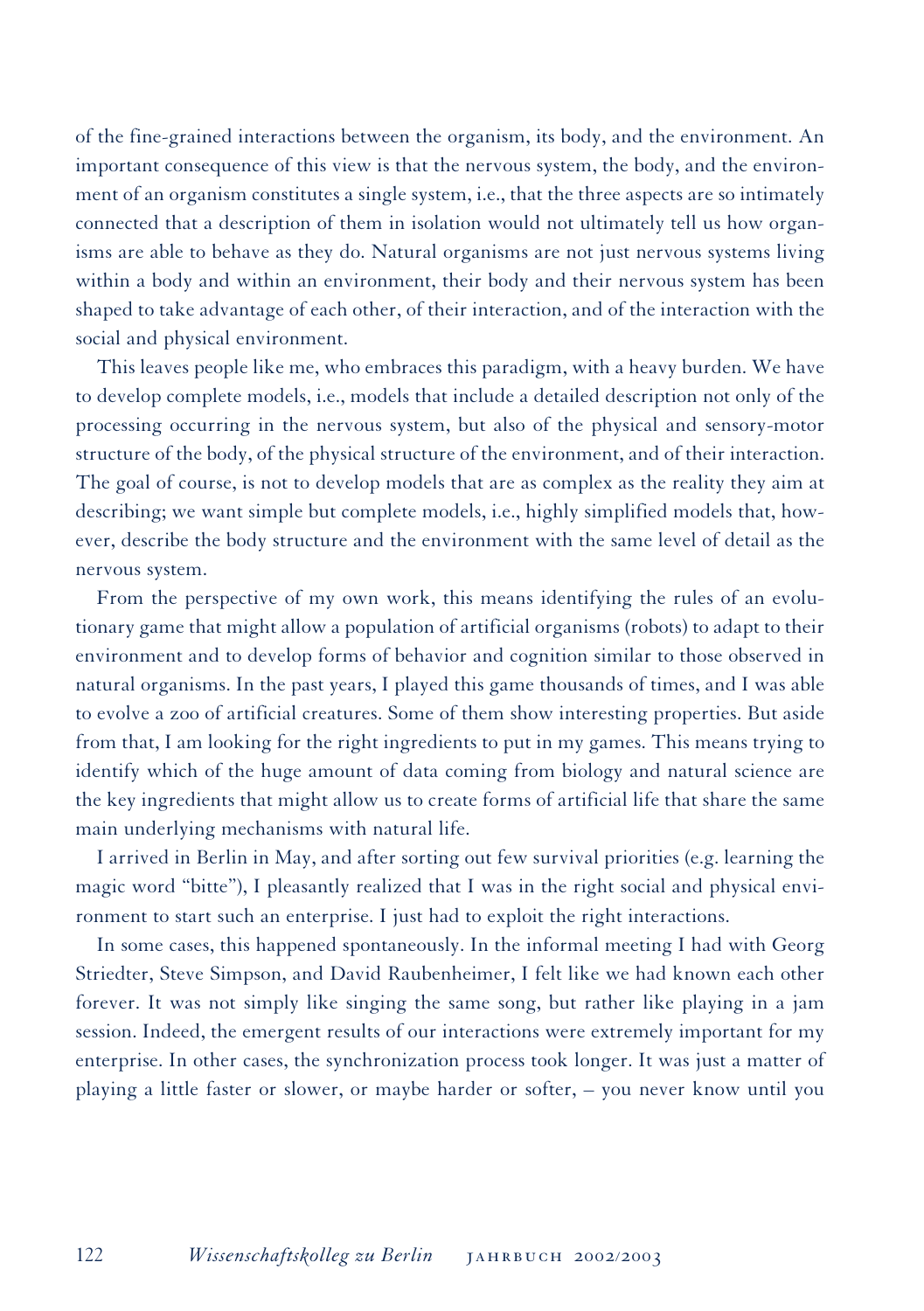of the fine-grained interactions between the organism, its body, and the environment. An important consequence of this view is that the nervous system, the body, and the environment of an organism constitutes a single system, i.e., that the three aspects are so intimately connected that a description of them in isolation would not ultimately tell us how organisms are able to behave as they do. Natural organisms are not just nervous systems living within a body and within an environment, their body and their nervous system has been shaped to take advantage of each other, of their interaction, and of the interaction with the social and physical environment.

This leaves people like me, who embraces this paradigm, with a heavy burden. We have to develop complete models, i.e., models that include a detailed description not only of the processing occurring in the nervous system, but also of the physical and sensory-motor structure of the body, of the physical structure of the environment, and of their interaction. The goal of course, is not to develop models that are as complex as the reality they aim at describing; we want simple but complete models, i.e., highly simplified models that, however, describe the body structure and the environment with the same level of detail as the nervous system.

From the perspective of my own work, this means identifying the rules of an evolutionary game that might allow a population of artificial organisms (robots) to adapt to their environment and to develop forms of behavior and cognition similar to those observed in natural organisms. In the past years, I played this game thousands of times, and I was able to evolve a zoo of artificial creatures. Some of them show interesting properties. But aside from that, I am looking for the right ingredients to put in my games. This means trying to identify which of the huge amount of data coming from biology and natural science are the key ingredients that might allow us to create forms of artificial life that share the same main underlying mechanisms with natural life.

I arrived in Berlin in May, and after sorting out few survival priorities (e.g. learning the magic word "bitte"), I pleasantly realized that I was in the right social and physical environment to start such an enterprise. I just had to exploit the right interactions.

In some cases, this happened spontaneously. In the informal meeting I had with Georg Striedter, Steve Simpson, and David Raubenheimer, I felt like we had known each other forever. It was not simply like singing the same song, but rather like playing in a jam session. Indeed, the emergent results of our interactions were extremely important for my enterprise. In other cases, the synchronization process took longer. It was just a matter of playing a little faster or slower, or maybe harder or softer, – you never know until you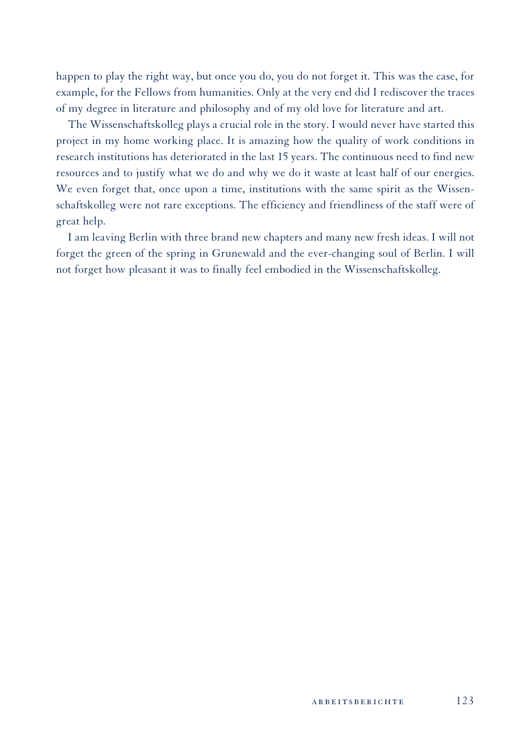happen to play the right way, but once you do, you do not forget it. This was the case, for example, for the Fellows from humanities. Only at the very end did I rediscover the traces of my degree in literature and philosophy and of my old love for literature and art.

The Wissenschaftskolleg plays a crucial role in the story. I would never have started this project in my home working place. It is amazing how the quality of work conditions in research institutions has deteriorated in the last 15 years. The continuous need to find new resources and to justify what we do and why we do it waste at least half of our energies. We even forget that, once upon a time, institutions with the same spirit as the Wissenschaftskolleg were not rare exceptions. The efficiency and friendliness of the staff were of great help.

I am leaving Berlin with three brand new chapters and many new fresh ideas. I will not forget the green of the spring in Grunewald and the ever-changing soul of Berlin. I will not forget how pleasant it was to finally feel embodied in the Wissenschaftskolleg.